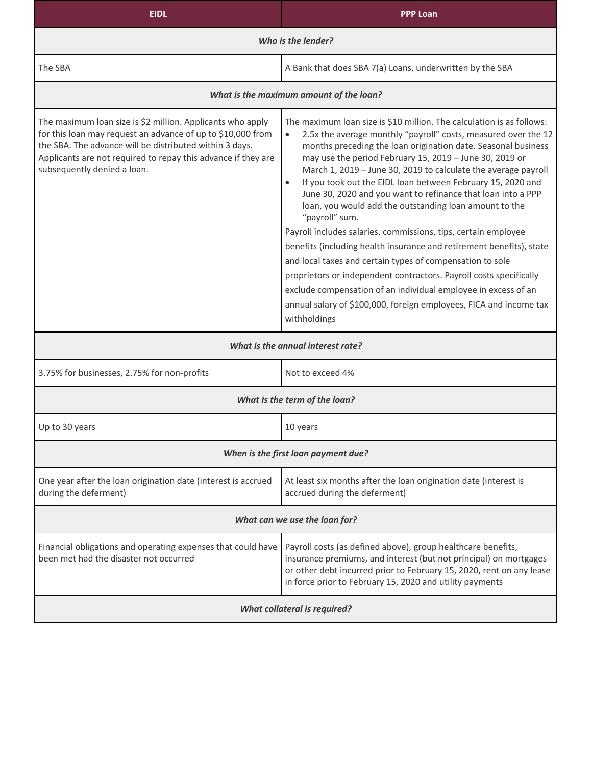| EIDL | PPP Loan |
|---|---|
| ***Who is the lender?*** | |
| The SBA | A Bank that does SBA 7(a) Loans, underwritten by the SBA |
| ***What is the maximum amount of the loan?*** | |
| The maximum loan size is $2 million. Applicants who apply for this loan may request an advance of up to $10,000 from the SBA. The advance will be distributed within 3 days. Applicants are not required to repay this advance if they are subsequently denied a loan. | The maximum loan size is $10 million. The calculation is as follows:<br>• 2.5x the average monthly "payroll" costs, measured over the 12 months preceding the loan origination date. Seasonal business may use the period February 15, 2019 – June 30, 2019 or March 1, 2019 – June 30, 2019 to calculate the average payroll<br>• If you took out the EIDL loan between February 15, 2020 and June 30, 2020 and you want to refinance that loan into a PPP loan, you would add the outstanding loan amount to the "payroll" sum.<br>Payroll includes salaries, commissions, tips, certain employee benefits (including health insurance and retirement benefits), state and local taxes and certain types of compensation to sole proprietors or independent contractors. Payroll costs specifically exclude compensation of an individual employee in excess of an annual salary of $100,000, foreign employees, FICA and income tax withholdings |
| ***What is the annual interest rate?*** | |
| 3.75% for businesses, 2.75% for non-profits | Not to exceed 4% |
| ***What Is the term of the loan?*** | |
| Up to 30 years | 10 years |
| ***When is the first loan payment due?*** | |
| One year after the loan origination date (interest is accrued during the deferment) | At least six months after the loan origination date (interest is accrued during the deferment) |
| ***What can we use the loan for?*** | |
| Financial obligations and operating expenses that could have been met had the disaster not occurred | Payroll costs (as defined above), group healthcare benefits, insurance premiums, and interest (but not principal) on mortgages or other debt incurred prior to February 15, 2020, rent on any lease in force prior to February 15, 2020 and utility payments |
| ***What collateral is required?*** | |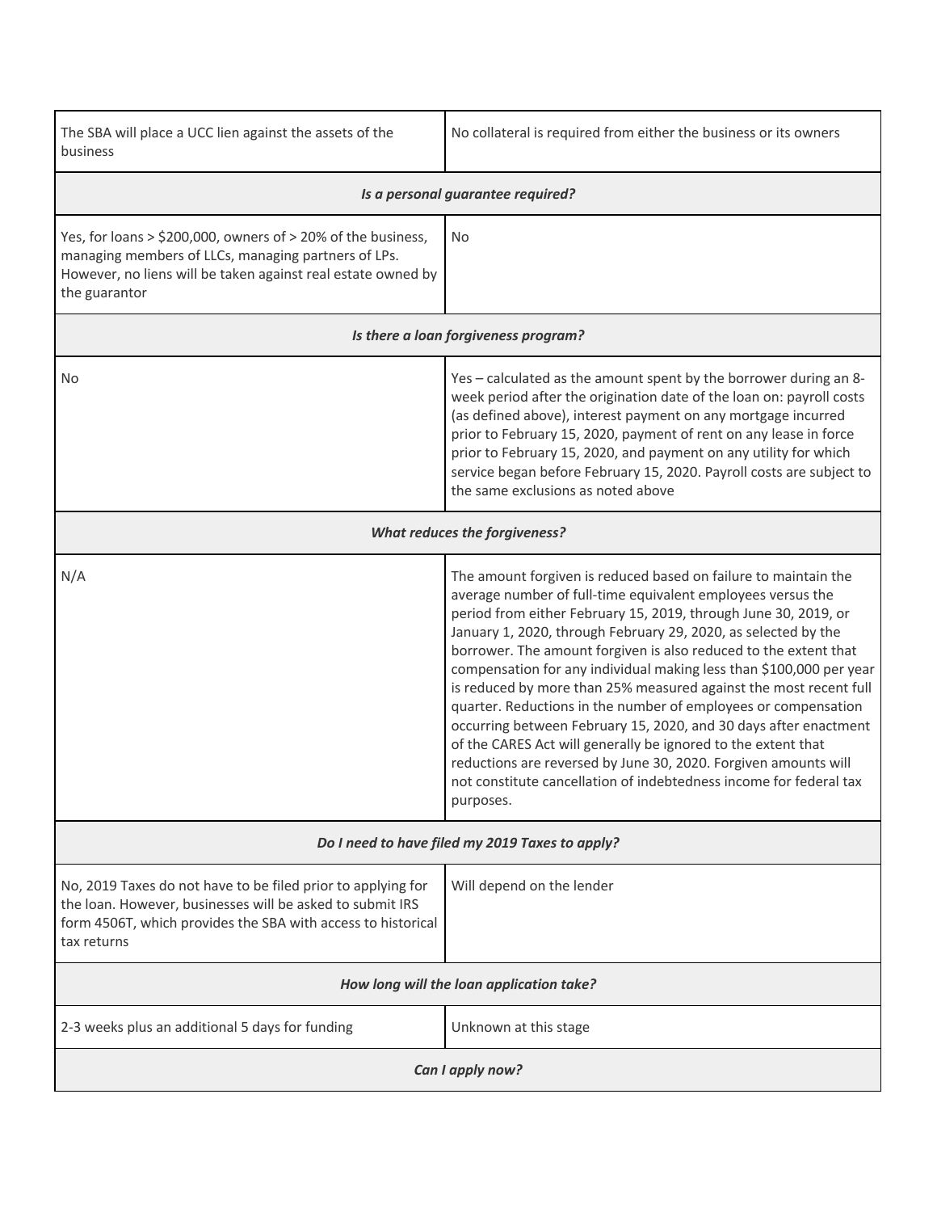| | |
|---|---|
| The SBA will place a UCC lien against the assets of the business | No collateral is required from either the business or its owners |
| ***Is a personal guarantee required?*** | |
| Yes, for loans > $200,000, owners of > 20% of the business, managing members of LLCs, managing partners of LPs. However, no liens will be taken against real estate owned by the guarantor | No |
| ***Is there a loan forgiveness program?*** | |
| No | Yes – calculated as the amount spent by the borrower during an 8-week period after the origination date of the loan on: payroll costs (as defined above), interest payment on any mortgage incurred prior to February 15, 2020, payment of rent on any lease in force prior to February 15, 2020, and payment on any utility for which service began before February 15, 2020. Payroll costs are subject to the same exclusions as noted above |
| ***What reduces the forgiveness?*** | |
| N/A | The amount forgiven is reduced based on failure to maintain the average number of full-time equivalent employees versus the period from either February 15, 2019, through June 30, 2019, or January 1, 2020, through February 29, 2020, as selected by the borrower. The amount forgiven is also reduced to the extent that compensation for any individual making less than $100,000 per year is reduced by more than 25% measured against the most recent full quarter. Reductions in the number of employees or compensation occurring between February 15, 2020, and 30 days after enactment of the CARES Act will generally be ignored to the extent that reductions are reversed by June 30, 2020. Forgiven amounts will not constitute cancellation of indebtedness income for federal tax purposes. |
| ***Do I need to have filed my 2019 Taxes to apply?*** | |
| No, 2019 Taxes do not have to be filed prior to applying for the loan. However, businesses will be asked to submit IRS form 4506T, which provides the SBA with access to historical tax returns | Will depend on the lender |
| ***How long will the loan application take?*** | |
| 2-3 weeks plus an additional 5 days for funding | Unknown at this stage |
| ***Can I apply now?*** | |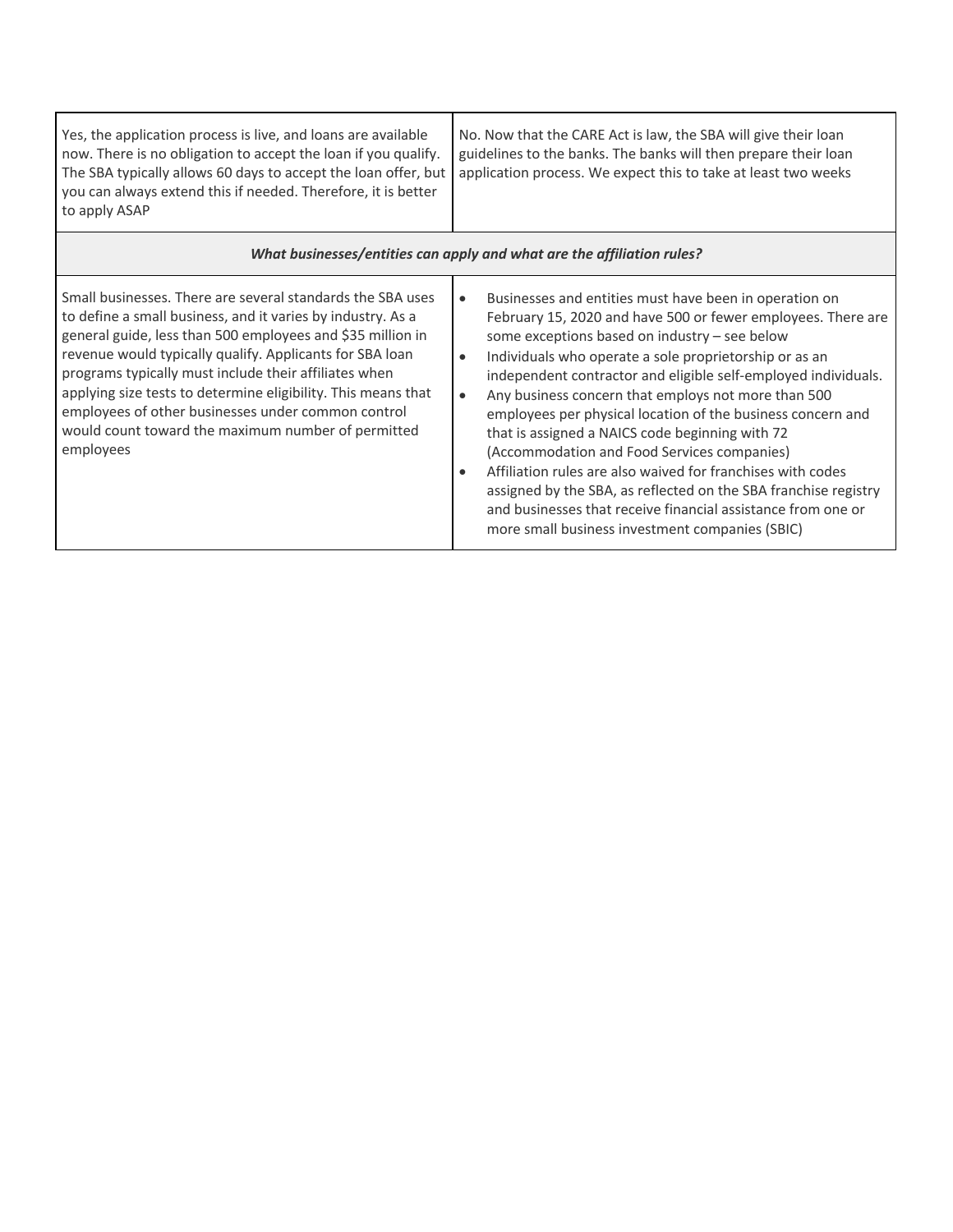| | |
|---|---|
| Yes, the application process is live, and loans are available now. There is no obligation to accept the loan if you qualify. The SBA typically allows 60 days to accept the loan offer, but you can always extend this if needed. Therefore, it is better to apply ASAP | No. Now that the CARE Act is law, the SBA will give their loan guidelines to the banks. The banks will then prepare their loan application process. We expect this to take at least two weeks |
| ***What businesses/entities can apply and what are the affiliation rules?*** | |
| Small businesses. There are several standards the SBA uses to define a small business, and it varies by industry. As a general guide, less than 500 employees and $35 million in revenue would typically qualify. Applicants for SBA loan programs typically must include their affiliates when applying size tests to determine eligibility. This means that employees of other businesses under common control would count toward the maximum number of permitted employees | • Businesses and entities must have been in operation on February 15, 2020 and have 500 or fewer employees. There are some exceptions based on industry – see below<br>• Individuals who operate a sole proprietorship or as an independent contractor and eligible self-employed individuals.<br>• Any business concern that employs not more than 500 employees per physical location of the business concern and that is assigned a NAICS code beginning with 72 (Accommodation and Food Services companies)<br>• Affiliation rules are also waived for franchises with codes assigned by the SBA, as reflected on the SBA franchise registry and businesses that receive financial assistance from one or more small business investment companies (SBIC) |